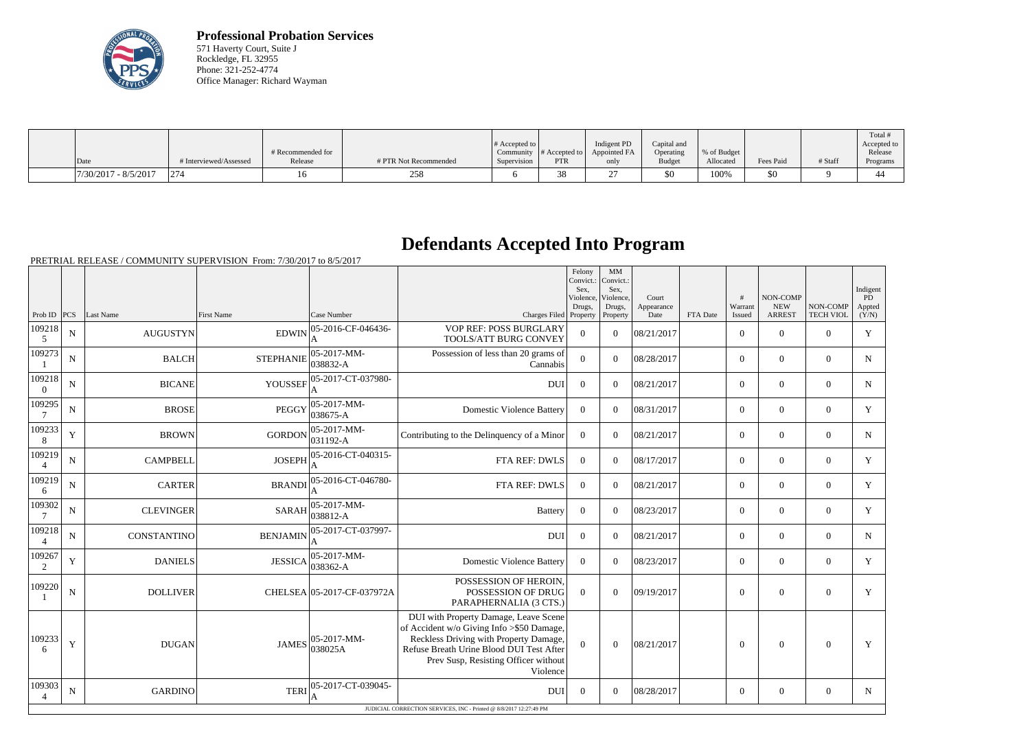**Professional Probation Services**
571 Haverty Court, Suite J
Rockledge, FL 32955
Phone: 321-252-4774
Office Manager: Richard Wayman

| Date | # Interviewed/Assessed | # Recommended for Release | # PTR Not Recommended | # Accepted to Community Supervision | # Accepted to PTR | Indigent PD Appointed FA only | Capital and Operating Budget | % of Budget Allocated | Fees Paid | # Staff | Total # Accepted to Release Programs |
|---|---|---|---|---|---|---|---|---|---|---|---|
| 7/30/2017 - 8/5/2017 | 274 | 16 | 258 | 6 | 38 | 27 | $0 | 100% | $0 | 9 | 44 |

# Defendants Accepted Into Program

PRETRIAL RELEASE / COMMUNITY SUPERVISION From: 7/30/2017 to 8/5/2017

| Prob ID | PCS | Last Name | First Name | Case Number | Charges Filed | Felony Convict.: Sex, Violence, Drugs, Property | MM Convict.: Sex, Violence, Drugs, Property | Court Appearance Date | FTA Date | # Warrant Issued | NON-COMP NEW ARREST | NON-COMP TECH VIOL | Indigent PD Appted (Y/N) |
|---|---|---|---|---|---|---|---|---|---|---|---|---|---|
| 1092185 | N | AUGUSTYN | EDWIN | 05-2016-CF-046436-A | VOP REF: POSS BURGLARY TOOLS/ATT BURG CONVEY | 0 | 0 | 08/21/2017 | | 0 | 0 | 0 | Y |
| 1092731 | N | BALCH | STEPHANIE | 05-2017-MM-038832-A | Possession of less than 20 grams of Cannabis | 0 | 0 | 08/28/2017 | | 0 | 0 | 0 | N |
| 1092180 | N | BICANE | YOUSSEF | 05-2017-CT-037980-A | DUI | 0 | 0 | 08/21/2017 | | 0 | 0 | 0 | N |
| 1092957 | N | BROSE | PEGGY | 05-2017-MM-038675-A | Domestic Violence Battery | 0 | 0 | 08/31/2017 | | 0 | 0 | 0 | Y |
| 1092338 | Y | BROWN | GORDON | 05-2017-MM-031192-A | Contributing to the Delinquency of a Minor | 0 | 0 | 08/21/2017 | | 0 | 0 | 0 | N |
| 1092194 | N | CAMPBELL | JOSEPH | 05-2016-CT-040315-A | FTA REF: DWLS | 0 | 0 | 08/17/2017 | | 0 | 0 | 0 | Y |
| 1092196 | N | CARTER | BRANDI | 05-2016-CT-046780-A | FTA REF: DWLS | 0 | 0 | 08/21/2017 | | 0 | 0 | 0 | Y |
| 1093027 | N | CLEVINGER | SARAH | 05-2017-MM-038812-A | Battery | 0 | 0 | 08/23/2017 | | 0 | 0 | 0 | Y |
| 1092184 | N | CONSTANTINO | BENJAMIN | 05-2017-CT-037997-A | DUI | 0 | 0 | 08/21/2017 | | 0 | 0 | 0 | N |
| 1092672 | Y | DANIELS | JESSICA | 05-2017-MM-038362-A | Domestic Violence Battery | 0 | 0 | 08/23/2017 | | 0 | 0 | 0 | Y |
| 1092201 | N | DOLLIVER | CHELSEA | 05-2017-CF-037972A | POSSESSION OF HEROIN, POSSESSION OF DRUG PARAPHERNALIA (3 CTS.) | 0 | 0 | 09/19/2017 | | 0 | 0 | 0 | Y |
| 1092336 | Y | DUGAN | JAMES | 05-2017-MM-038025A | DUI with Property Damage, Leave Scene of Accident w/o Giving Info >$50 Damage, Reckless Driving with Property Damage, Refuse Breath Urine Blood DUI Test After Prev Susp, Resisting Officer without Violence | 0 | 0 | 08/21/2017 | | 0 | 0 | 0 | Y |
| 1093034 | N | GARDINO | TERI | 05-2017-CT-039045-A | DUI | 0 | 0 | 08/28/2017 | | 0 | 0 | 0 | N |

JUDICIAL CORRECTION SERVICES, INC - Printed @ 8/8/2017 12:27:49 PM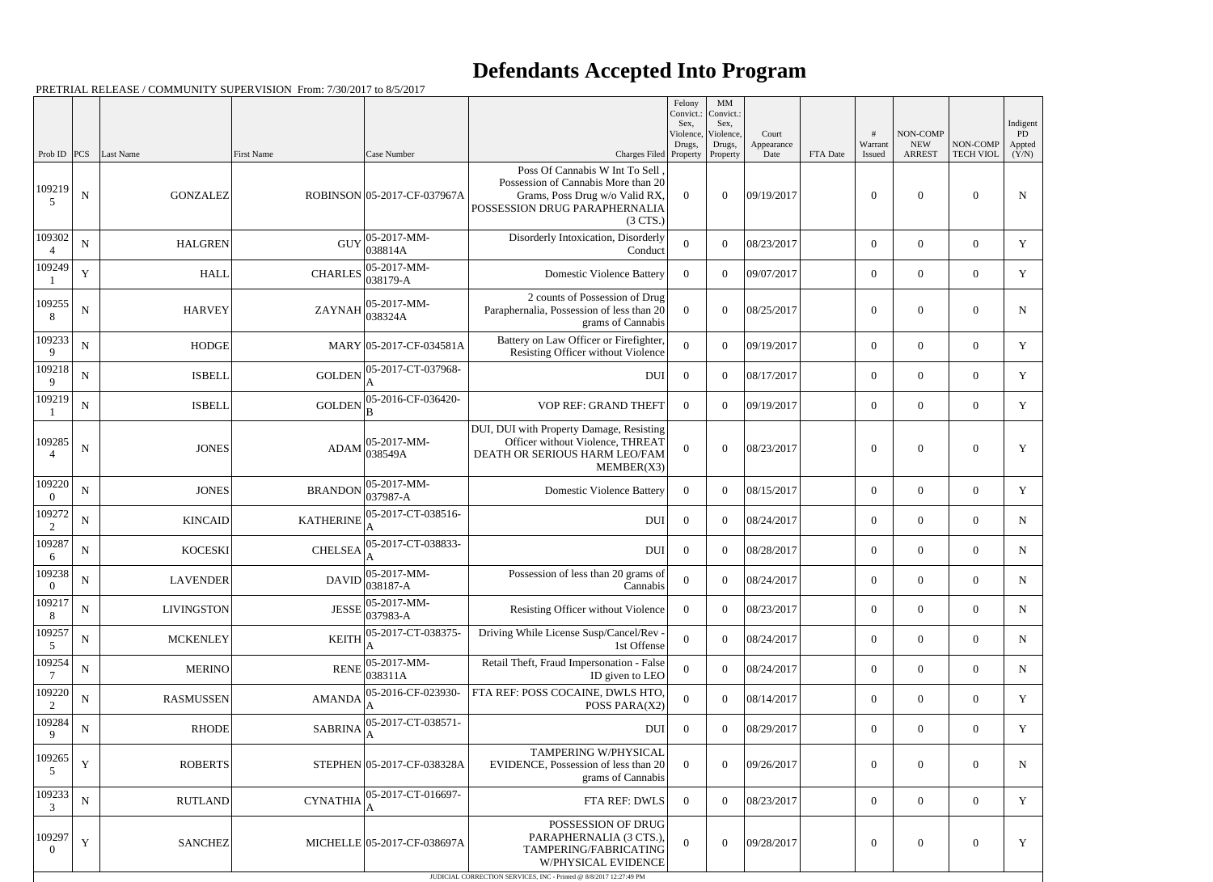# Defendants Accepted Into Program

PRETRIAL RELEASE / COMMUNITY SUPERVISION From: 7/30/2017 to 8/5/2017

| Prob ID | PCS | Last Name | First Name | Case Number | Charges Filed | Felony Convict.: Sex, Violence, Drugs, Property | MM Convict.: Sex, Violence, Drugs, Property | Court Appearance Date | FTA Date | # Warrant Issued | NON-COMP NEW ARREST | NON-COMP TECH VIOL | Indigent PD Appted (Y/N) |
|---|---|---|---|---|---|---|---|---|---|---|---|---|---|
| 1092195 | N | GONZALEZ | ROBINSON | 05-2017-CF-037967A | Poss Of Cannabis W Int To Sell , Possession of Cannabis More than 20 Grams, Poss Drug w/o Valid RX, POSSESSION DRUG PARAPHERNALIA (3 CTS.) | 0 | 0 | 09/19/2017 | | 0 | 0 | 0 | N |
| 1093024 | N | HALGREN | GUY | 05-2017-MM-038814A | Disorderly Intoxication, Disorderly Conduct | 0 | 0 | 08/23/2017 | | 0 | 0 | 0 | Y |
| 1092491 | Y | HALL | CHARLES | 05-2017-MM-038179-A | Domestic Violence Battery | 0 | 0 | 09/07/2017 | | 0 | 0 | 0 | Y |
| 1092558 | N | HARVEY | ZAYNAH | 05-2017-MM-038324A | 2 counts of Possession of Drug Paraphernalia, Possession of less than 20 grams of Cannabis | 0 | 0 | 08/25/2017 | | 0 | 0 | 0 | N |
| 1092339 | N | HODGE | MARY | 05-2017-CF-034581A | Battery on Law Officer or Firefighter, Resisting Officer without Violence | 0 | 0 | 09/19/2017 | | 0 | 0 | 0 | Y |
| 1092189 | N | ISBELL | GOLDEN | 05-2017-CT-037968-A | DUI | 0 | 0 | 08/17/2017 | | 0 | 0 | 0 | Y |
| 1092191 | N | ISBELL | GOLDEN | 05-2016-CF-036420-B | VOP REF: GRAND THEFT | 0 | 0 | 09/19/2017 | | 0 | 0 | 0 | Y |
| 1092854 | N | JONES | ADAM | 05-2017-MM-038549A | DUI, DUI with Property Damage, Resisting Officer without Violence, THREAT DEATH OR SERIOUS HARM LEO/FAM MEMBER(X3) | 0 | 0 | 08/23/2017 | | 0 | 0 | 0 | Y |
| 1092200 | N | JONES | BRANDON | 05-2017-MM-037987-A | Domestic Violence Battery | 0 | 0 | 08/15/2017 | | 0 | 0 | 0 | Y |
| 1092722 | N | KINCAID | KATHERINE | 05-2017-CT-038516-A | DUI | 0 | 0 | 08/24/2017 | | 0 | 0 | 0 | N |
| 1092876 | N | KOCESKI | CHELSEA | 05-2017-CT-038833-A | DUI | 0 | 0 | 08/28/2017 | | 0 | 0 | 0 | N |
| 1092380 | N | LAVENDER | DAVID | 05-2017-MM-038187-A | Possession of less than 20 grams of Cannabis | 0 | 0 | 08/24/2017 | | 0 | 0 | 0 | N |
| 1092178 | N | LIVINGSTON | JESSE | 05-2017-MM-037983-A | Resisting Officer without Violence | 0 | 0 | 08/23/2017 | | 0 | 0 | 0 | N |
| 1092575 | N | MCKENLEY | KEITH | 05-2017-CT-038375-A | Driving While License Susp/Cancel/Rev - 1st Offense | 0 | 0 | 08/24/2017 | | 0 | 0 | 0 | N |
| 1092547 | N | MERINO | RENE | 05-2017-MM-038311A | Retail Theft, Fraud Impersonation - False ID given to LEO | 0 | 0 | 08/24/2017 | | 0 | 0 | 0 | N |
| 1092202 | N | RASMUSSEN | AMANDA | 05-2016-CF-023930-A | FTA REF: POSS COCAINE, DWLS HTO, POSS PARA(X2) | 0 | 0 | 08/14/2017 | | 0 | 0 | 0 | Y |
| 1092849 | N | RHODE | SABRINA | 05-2017-CT-038571-A | DUI | 0 | 0 | 08/29/2017 | | 0 | 0 | 0 | Y |
| 1092655 | Y | ROBERTS | STEPHEN | 05-2017-CF-038328A | TAMPERING W/PHYSICAL EVIDENCE, Possession of less than 20 grams of Cannabis | 0 | 0 | 09/26/2017 | | 0 | 0 | 0 | N |
| 1092333 | N | RUTLAND | CYNATHIA | 05-2017-CT-016697-A | FTA REF: DWLS | 0 | 0 | 08/23/2017 | | 0 | 0 | 0 | Y |
| 1092970 | Y | SANCHEZ | MICHELLE | 05-2017-CF-038697A | POSSESSION OF DRUG PARAPHERNALIA (3 CTS.), TAMPERING/FABRICATING W/PHYSICAL EVIDENCE | 0 | 0 | 09/28/2017 | | 0 | 0 | 0 | Y |

JUDICIAL CORRECTION SERVICES, INC - Printed @ 8/8/2017 12:27:49 PM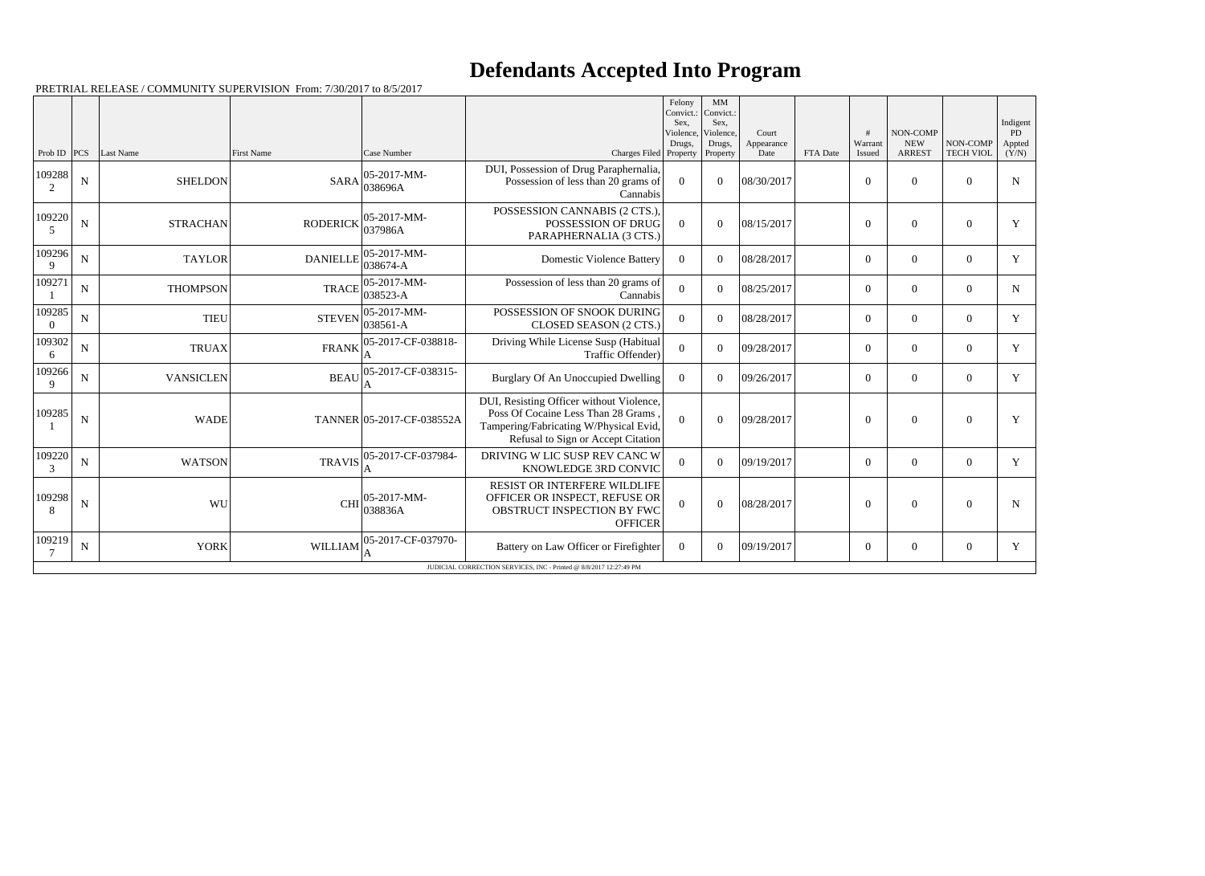# Defendants Accepted Into Program

PRETRIAL RELEASE / COMMUNITY SUPERVISION From: 7/30/2017 to 8/5/2017

| Prob ID | PCS | Last Name | First Name | Case Number | Charges Filed | Felony Convict.: Sex, Violence, Drugs, Property | MM Convict.: Sex, Violence, Drugs, Property | Court Appearance Date | FTA Date | # Warrant Issued | NON-COMP NEW ARREST | NON-COMP TECH VIOL | Indigent PD Appted (Y/N) |
|---|---|---|---|---|---|---|---|---|---|---|---|---|---|
| 1092882 | N | SHELDON | SARA | 05-2017-MM-038696A | DUI, Possession of Drug Paraphernalia, Possession of less than 20 grams of Cannabis | 0 | 0 | 08/30/2017 | | 0 | 0 | 0 | N |
| 1092205 | N | STRACHAN | RODERICK | 05-2017-MM-037986A | POSSESSION CANNABIS (2 CTS.), POSSESSION OF DRUG PARAPHERNALIA (3 CTS.) | 0 | 0 | 08/15/2017 | | 0 | 0 | 0 | Y |
| 1092969 | N | TAYLOR | DANIELLE | 05-2017-MM-038674-A | Domestic Violence Battery | 0 | 0 | 08/28/2017 | | 0 | 0 | 0 | Y |
| 1092711 | N | THOMPSON | TRACE | 05-2017-MM-038523-A | Possession of less than 20 grams of Cannabis | 0 | 0 | 08/25/2017 | | 0 | 0 | 0 | N |
| 1092850 | N | TIEU | STEVEN | 05-2017-MM-038561-A | POSSESSION OF SNOOK DURING CLOSED SEASON (2 CTS.) | 0 | 0 | 08/28/2017 | | 0 | 0 | 0 | Y |
| 1093026 | N | TRUAX | FRANK | 05-2017-CF-038818-A | Driving While License Susp (Habitual Traffic Offender) | 0 | 0 | 09/28/2017 | | 0 | 0 | 0 | Y |
| 1092669 | N | VANSICLEN | BEAU | 05-2017-CF-038315-A | Burglary Of An Unoccupied Dwelling | 0 | 0 | 09/26/2017 | | 0 | 0 | 0 | Y |
| 1092851 | N | WADE | TANNER | 05-2017-CF-038552A | DUI, Resisting Officer without Violence, Poss Of Cocaine Less Than 28 Grams , Tampering/Fabricating W/Physical Evid, Refusal to Sign or Accept Citation | 0 | 0 | 09/28/2017 | | 0 | 0 | 0 | Y |
| 1092203 | N | WATSON | TRAVIS | 05-2017-CF-037984-A | DRIVING W LIC SUSP REV CANC W KNOWLEDGE 3RD CONVIC | 0 | 0 | 09/19/2017 | | 0 | 0 | 0 | Y |
| 1092988 | N | WU | CHI | 05-2017-MM-038836A | RESIST OR INTERFERE WILDLIFE OFFICER OR INSPECT, REFUSE OR OBSTRUCT INSPECTION BY FWC OFFICER | 0 | 0 | 08/28/2017 | | 0 | 0 | 0 | N |
| 1092197 | N | YORK | WILLIAM | 05-2017-CF-037970-A | Battery on Law Officer or Firefighter | 0 | 0 | 09/19/2017 | | 0 | 0 | 0 | Y |

JUDICIAL CORRECTION SERVICES, INC - Printed @ 8/8/2017 12:27:49 PM